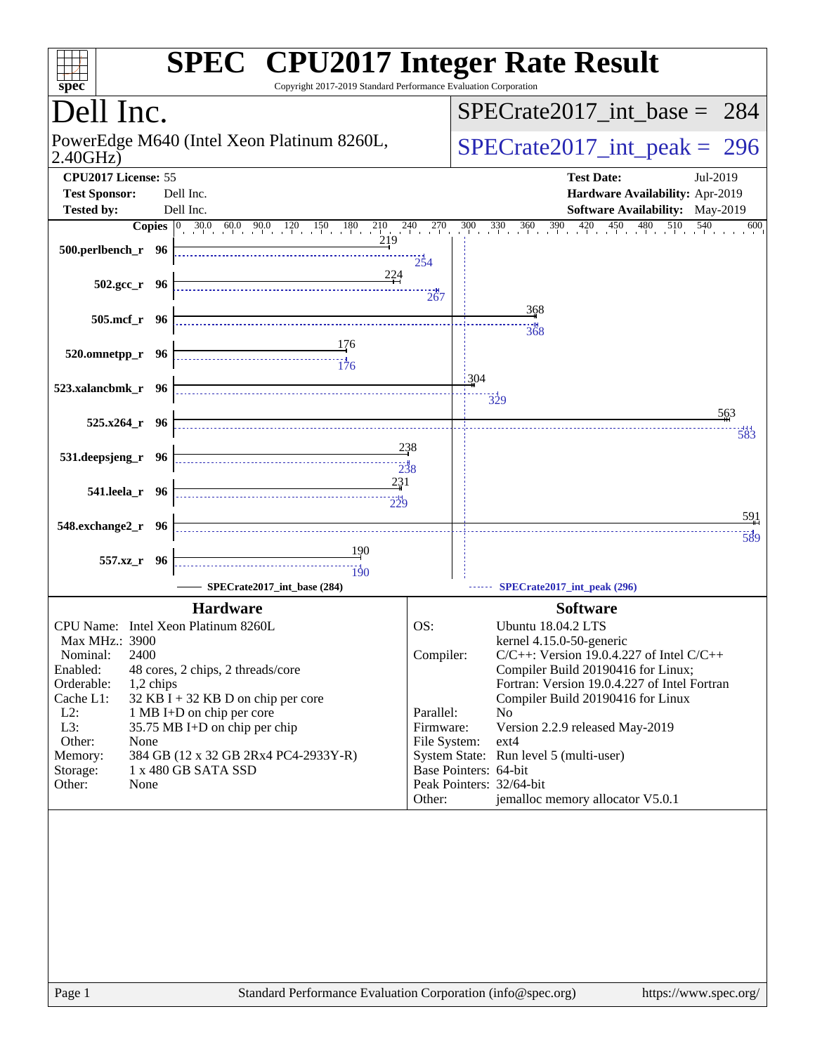# SPEC CPU2017 Integer Rate Result

Copyright 2017-2019 Standard Performance Evaluation Corporation

## Dell Inc.

PowerEdge M640 (Intel Xeon Platinum 8260L, 2.40GHz)

SPECrate2017_int_base = 284

SPECrate2017_int_peak = 296

**CPU2017 License:** 55
**Test Sponsor:** Dell Inc.
**Tested by:** Dell Inc.

**Test Date:** Jul-2019
**Hardware Availability:** Apr-2019
**Software Availability:** May-2019

| Benchmark | Copies | Base | Peak |
|---|---|---|---|
| 500.perlbench_r | 96 | 219 | 254 |
| 502.gcc_r | 96 | 224 | 267 |
| 505.mcf_r | 96 | 368 | 368 |
| 520.omnetpp_r | 96 | 176 | 176 |
| 523.xalancbmk_r | 96 | 304 | 329 |
| 525.x264_r | 96 | 563 | 583 |
| 531.deepsjeng_r | 96 | 238 | 238 |
| 541.leela_r | 96 | 231 | 229 |
| 548.exchange2_r | 96 | 591 | 589 |
| 557.xz_r | 96 | 190 | 190 |

SPECrate2017_int_base (284) — SPECrate2017_int_peak (296)

### Hardware

| | |
|---|---|
| CPU Name: | Intel Xeon Platinum 8260L |
| Max MHz.: | 3900 |
| Nominal: | 2400 |
| Enabled: | 48 cores, 2 chips, 2 threads/core |
| Orderable: | 1,2 chips |
| Cache L1: | 32 KB I + 32 KB D on chip per core |
| L2: | 1 MB I+D on chip per core |
| L3: | 35.75 MB I+D on chip per chip |
| Other: | None |
| Memory: | 384 GB (12 x 32 GB 2Rx4 PC4-2933Y-R) |
| Storage: | 1 x 480 GB SATA SSD |
| Other: | None |

### Software

| | |
|---|---|
| OS: | Ubuntu 18.04.2 LTS<br>kernel 4.15.0-50-generic |
| Compiler: | C/C++: Version 19.0.4.227 of Intel C/C++ Compiler Build 20190416 for Linux;<br>Fortran: Version 19.0.4.227 of Intel Fortran Compiler Build 20190416 for Linux |
| Parallel: | No |
| Firmware: | Version 2.2.9 released May-2019 |
| File System: | ext4 |
| System State: | Run level 5 (multi-user) |
| Base Pointers: | 64-bit |
| Peak Pointers: | 32/64-bit |
| Other: | jemalloc memory allocator V5.0.1 |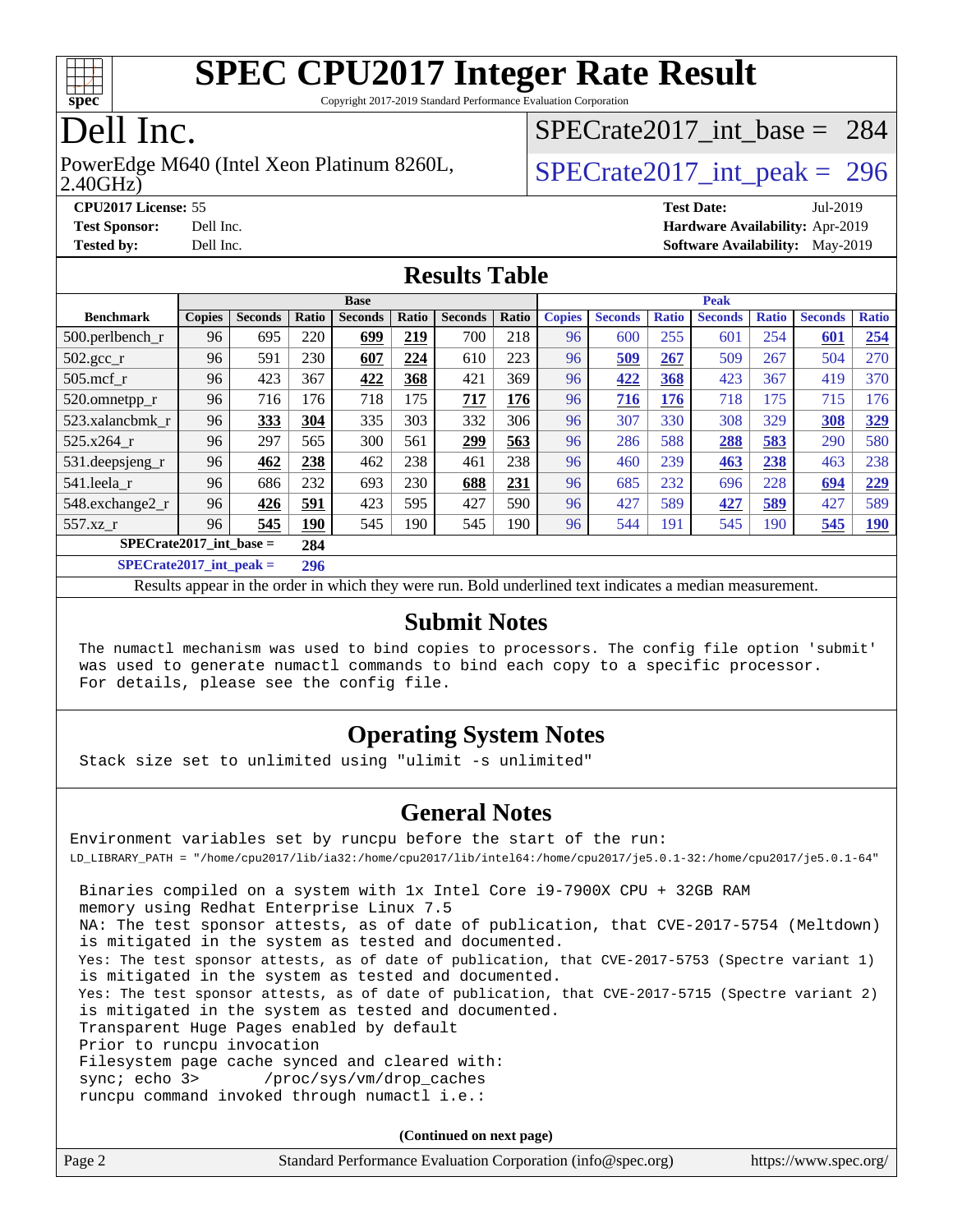# SPEC CPU2017 Integer Rate Result

Copyright 2017-2019 Standard Performance Evaluation Corporation

# Dell Inc.

PowerEdge M640 (Intel Xeon Platinum 8260L, 2.40GHz)

SPECrate2017_int_base = 284

SPECrate2017_int_peak = 296

**CPU2017 License:** 55
**Test Sponsor:** Dell Inc.
**Tested by:** Dell Inc.

**Test Date:** Jul-2019
**Hardware Availability:** Apr-2019
**Software Availability:** May-2019

## Results Table

| Benchmark | Base | | | | | | | Peak | | | | | | |
|---|---|---|---|---|---|---|---|---|---|---|---|---|---|---|
| | Copies | Seconds | Ratio | Seconds | Ratio | Seconds | Ratio | Copies | Seconds | Ratio | Seconds | Ratio | Seconds | Ratio |
| 500.perlbench_r | 96 | 695 | 220 | **699** | **219** | 700 | 218 | 96 | 600 | 255 | 601 | 254 | **601** | **254** |
| 502.gcc_r | 96 | 591 | 230 | **607** | **224** | 610 | 223 | 96 | **509** | **267** | 509 | 267 | 504 | 270 |
| 505.mcf_r | 96 | 423 | 367 | **422** | **368** | 421 | 369 | 96 | **422** | **368** | 423 | 367 | 419 | 370 |
| 520.omnetpp_r | 96 | 716 | 176 | 718 | 175 | **717** | **176** | 96 | **716** | **176** | 718 | 175 | 715 | 176 |
| 523.xalancbmk_r | 96 | **333** | **304** | 335 | 303 | 332 | 306 | 96 | 307 | 330 | 308 | 329 | **308** | **329** |
| 525.x264_r | 96 | 297 | 565 | 300 | 561 | **299** | **563** | 96 | 286 | 588 | **288** | **583** | 290 | 580 |
| 531.deepsjeng_r | 96 | **462** | **238** | 462 | 238 | 461 | 238 | 96 | 460 | 239 | **463** | **238** | 463 | 238 |
| 541.leela_r | 96 | 686 | 232 | 693 | 230 | **688** | **231** | 96 | 685 | 232 | 696 | 228 | **694** | **229** |
| 548.exchange2_r | 96 | **426** | **591** | 423 | 595 | 427 | 590 | 96 | 427 | 589 | **427** | **589** | 427 | 589 |
| 557.xz_r | 96 | **545** | **190** | 545 | 190 | 545 | 190 | 96 | 544 | 191 | 545 | 190 | **545** | **190** |

**SPECrate2017_int_base = 284**

**SPECrate2017_int_peak = 296**

Results appear in the order in which they were run. Bold underlined text indicates a median measurement.

## Submit Notes

```
The numactl mechanism was used to bind copies to processors. The config file option 'submit'
was used to generate numactl commands to bind each copy to a specific processor.
For details, please see the config file.
```

## Operating System Notes

```
Stack size set to unlimited using "ulimit -s unlimited"
```

## General Notes

```
Environment variables set by runcpu before the start of the run:
LD_LIBRARY_PATH = "/home/cpu2017/lib/ia32:/home/cpu2017/lib/intel64:/home/cpu2017/je5.0.1-32:/home/cpu2017/je5.0.1-64"

 Binaries compiled on a system with 1x Intel Core i9-7900X CPU + 32GB RAM
 memory using Redhat Enterprise Linux 7.5
 NA: The test sponsor attests, as of date of publication, that CVE-2017-5754 (Meltdown)
 is mitigated in the system as tested and documented.
 Yes: The test sponsor attests, as of date of publication, that CVE-2017-5753 (Spectre variant 1)
 is mitigated in the system as tested and documented.
 Yes: The test sponsor attests, as of date of publication, that CVE-2017-5715 (Spectre variant 2)
 is mitigated in the system as tested and documented.
 Transparent Huge Pages enabled by default
 Prior to runcpu invocation
 Filesystem page cache synced and cleared with:
 sync; echo 3>       /proc/sys/vm/drop_caches
 runcpu command invoked through numactl i.e.:
```

(Continued on next page)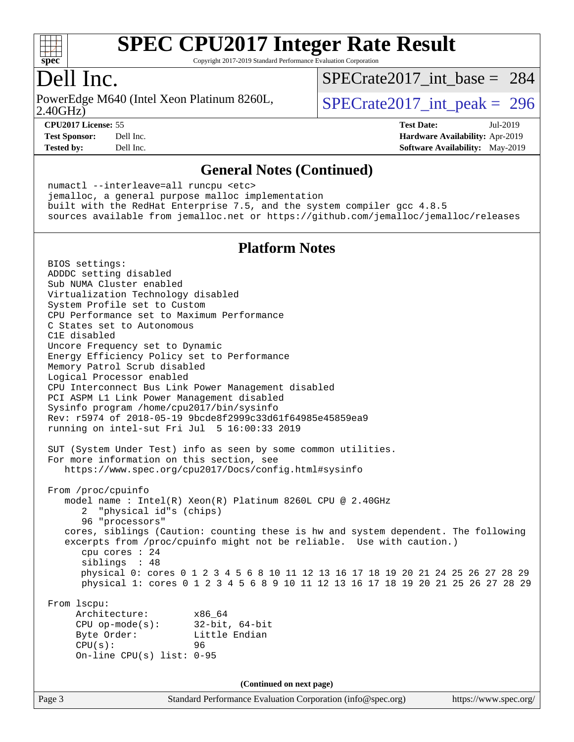# SPEC CPU2017 Integer Rate Result

Copyright 2017-2019 Standard Performance Evaluation Corporation

## Dell Inc.

PowerEdge M640 (Intel Xeon Platinum 8260L, 2.40GHz)

SPECrate2017_int_base = 284

SPECrate2017_int_peak = 296

**CPU2017 License:** 55
**Test Sponsor:** Dell Inc.
**Tested by:** Dell Inc.

**Test Date:** Jul-2019
**Hardware Availability:** Apr-2019
**Software Availability:** May-2019

## General Notes (Continued)

```
numactl --interleave=all runcpu <etc>
jemalloc, a general purpose malloc implementation
built with the RedHat Enterprise 7.5, and the system compiler gcc 4.8.5
sources available from jemalloc.net or https://github.com/jemalloc/jemalloc/releases
```

## Platform Notes

```
BIOS settings:
ADDDC setting disabled
Sub NUMA Cluster enabled
Virtualization Technology disabled
System Profile set to Custom
CPU Performance set to Maximum Performance
C States set to Autonomous
C1E disabled
Uncore Frequency set to Dynamic
Energy Efficiency Policy set to Performance
Memory Patrol Scrub disabled
Logical Processor enabled
CPU Interconnect Bus Link Power Management disabled
PCI ASPM L1 Link Power Management disabled
Sysinfo program /home/cpu2017/bin/sysinfo
Rev: r5974 of 2018-05-19 9bcde8f2999c33d61f64985e45859ea9
running on intel-sut Fri Jul  5 16:00:33 2019

SUT (System Under Test) info as seen by some common utilities.
For more information on this section, see
   https://www.spec.org/cpu2017/Docs/config.html#sysinfo

From /proc/cpuinfo
   model name : Intel(R) Xeon(R) Platinum 8260L CPU @ 2.40GHz
      2  "physical id"s (chips)
      96 "processors"
   cores, siblings (Caution: counting these is hw and system dependent. The following
   excerpts from /proc/cpuinfo might not be reliable.  Use with caution.)
      cpu cores : 24
      siblings  : 48
      physical 0: cores 0 1 2 3 4 5 6 8 10 11 12 13 16 17 18 19 20 21 24 25 26 27 28 29
      physical 1: cores 0 1 2 3 4 5 6 8 9 10 11 12 13 16 17 18 19 20 21 25 26 27 28 29

From lscpu:
     Architecture:        x86_64
     CPU op-mode(s):      32-bit, 64-bit
     Byte Order:          Little Endian
     CPU(s):              96
     On-line CPU(s) list: 0-95
```

(Continued on next page)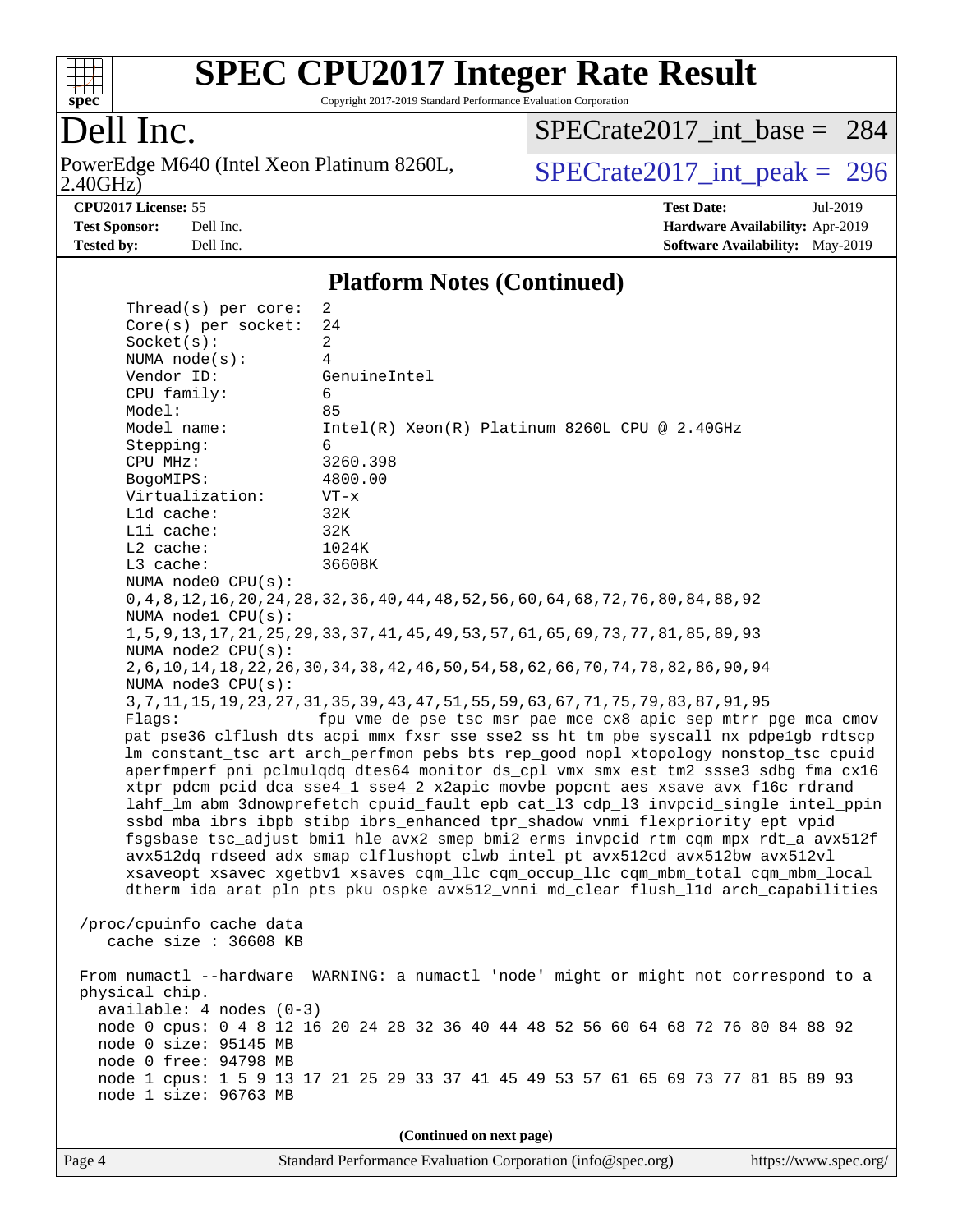# SPEC CPU2017 Integer Rate Result

Copyright 2017-2019 Standard Performance Evaluation Corporation

## Dell Inc.

PowerEdge M640 (Intel Xeon Platinum 8260L, 2.40GHz)

SPECrate2017_int_base = 284

SPECrate2017_int_peak = 296

**CPU2017 License:** 55
**Test Sponsor:** Dell Inc.
**Tested by:** Dell Inc.
**Test Date:** Jul-2019
**Hardware Availability:** Apr-2019
**Software Availability:** May-2019

### Platform Notes (Continued)

```
    Thread(s) per core:  2
    Core(s) per socket:  24
    Socket(s):           2
    NUMA node(s):        4
    Vendor ID:           GenuineIntel
    CPU family:          6
    Model:               85
    Model name:          Intel(R) Xeon(R) Platinum 8260L CPU @ 2.40GHz
    Stepping:            6
    CPU MHz:             3260.398
    BogoMIPS:            4800.00
    Virtualization:      VT-x
    L1d cache:           32K
    L1i cache:           32K
    L2 cache:            1024K
    L3 cache:            36608K
    NUMA node0 CPU(s):
    0,4,8,12,16,20,24,28,32,36,40,44,48,52,56,60,64,68,72,76,80,84,88,92
    NUMA node1 CPU(s):
    1,5,9,13,17,21,25,29,33,37,41,45,49,53,57,61,65,69,73,77,81,85,89,93
    NUMA node2 CPU(s):
    2,6,10,14,18,22,26,30,34,38,42,46,50,54,58,62,66,70,74,78,82,86,90,94
    NUMA node3 CPU(s):
    3,7,11,15,19,23,27,31,35,39,43,47,51,55,59,63,67,71,75,79,83,87,91,95
    Flags:               fpu vme de pse tsc msr pae mce cx8 apic sep mtrr pge mca cmov
    pat pse36 clflush dts acpi mmx fxsr sse sse2 ss ht tm pbe syscall nx pdpe1gb rdtscp
    lm constant_tsc art arch_perfmon pebs bts rep_good nopl xtopology nonstop_tsc cpuid
    aperfmperf pni pclmulqdq dtes64 monitor ds_cpl vmx smx est tm2 ssse3 sdbg fma cx16
    xtpr pdcm pcid dca sse4_1 sse4_2 x2apic movbe popcnt aes xsave avx f16c rdrand
    lahf_lm abm 3dnowprefetch cpuid_fault epb cat_l3 cdp_l3 invpcid_single intel_ppin
    ssbd mba ibrs ibpb stibp ibrs_enhanced tpr_shadow vnmi flexpriority ept vpid
    fsgsbase tsc_adjust bmi1 hle avx2 smep bmi2 erms invpcid rtm cqm mpx rdt_a avx512f
    avx512dq rdseed adx smap clflushopt clwb intel_pt avx512cd avx512bw avx512vl
    xsaveopt xsavec xgetbv1 xsaves cqm_llc cqm_occup_llc cqm_mbm_total cqm_mbm_local
    dtherm ida arat pln pts pku ospke avx512_vnni md_clear flush_l1d arch_capabilities

 /proc/cpuinfo cache data
    cache size : 36608 KB

 From numactl --hardware  WARNING: a numactl 'node' might or might not correspond to a
 physical chip.
   available: 4 nodes (0-3)
   node 0 cpus: 0 4 8 12 16 20 24 28 32 36 40 44 48 52 56 60 64 68 72 76 80 84 88 92
   node 0 size: 95145 MB
   node 0 free: 94798 MB
   node 1 cpus: 1 5 9 13 17 21 25 29 33 37 41 45 49 53 57 61 65 69 73 77 81 85 89 93
   node 1 size: 96763 MB
```

(Continued on next page)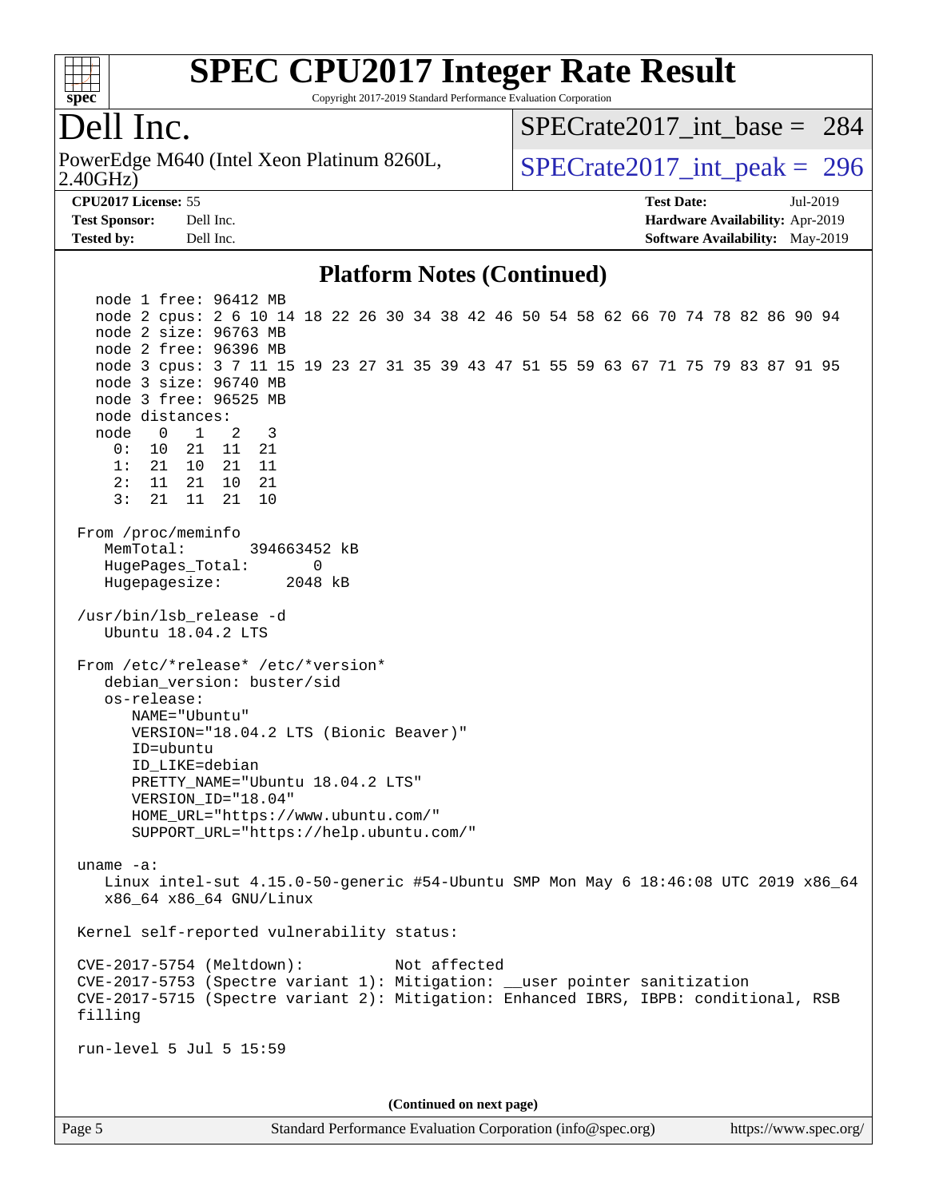# SPEC CPU2017 Integer Rate Result

Copyright 2017-2019 Standard Performance Evaluation Corporation

## Dell Inc.

PowerEdge M640 (Intel Xeon Platinum 8260L, 2.40GHz)

SPECrate2017_int_base = 284

SPECrate2017_int_peak = 296

**CPU2017 License:** 55
**Test Sponsor:** Dell Inc.
**Tested by:** Dell Inc.

**Test Date:** Jul-2019
**Hardware Availability:** Apr-2019
**Software Availability:** May-2019

### Platform Notes (Continued)

```
    node 1 free: 96412 MB
    node 2 cpus: 2 6 10 14 18 22 26 30 34 38 42 46 50 54 58 62 66 70 74 78 82 86 90 94
    node 2 size: 96763 MB
    node 2 free: 96396 MB
    node 3 cpus: 3 7 11 15 19 23 27 31 35 39 43 47 51 55 59 63 67 71 75 79 83 87 91 95
    node 3 size: 96740 MB
    node 3 free: 96525 MB
    node distances:
    node   0   1   2   3
      0:  10  21  11  21
      1:  21  10  21  11
      2:  11  21  10  21
      3:  21  11  21  10

 From /proc/meminfo
    MemTotal:       394663452 kB
    HugePages_Total:       0
    Hugepagesize:       2048 kB

 /usr/bin/lsb_release -d
    Ubuntu 18.04.2 LTS

 From /etc/*release* /etc/*version*
    debian_version: buster/sid
    os-release:
       NAME="Ubuntu"
       VERSION="18.04.2 LTS (Bionic Beaver)"
       ID=ubuntu
       ID_LIKE=debian
       PRETTY_NAME="Ubuntu 18.04.2 LTS"
       VERSION_ID="18.04"
       HOME_URL="https://www.ubuntu.com/"
       SUPPORT_URL="https://help.ubuntu.com/"

 uname -a:
    Linux intel-sut 4.15.0-50-generic #54-Ubuntu SMP Mon May 6 18:46:08 UTC 2019 x86_64
    x86_64 x86_64 GNU/Linux

 Kernel self-reported vulnerability status:

 CVE-2017-5754 (Meltdown):          Not affected
 CVE-2017-5753 (Spectre variant 1): Mitigation: __user pointer sanitization
 CVE-2017-5715 (Spectre variant 2): Mitigation: Enhanced IBRS, IBPB: conditional, RSB
 filling

 run-level 5 Jul 5 15:59
```

(Continued on next page)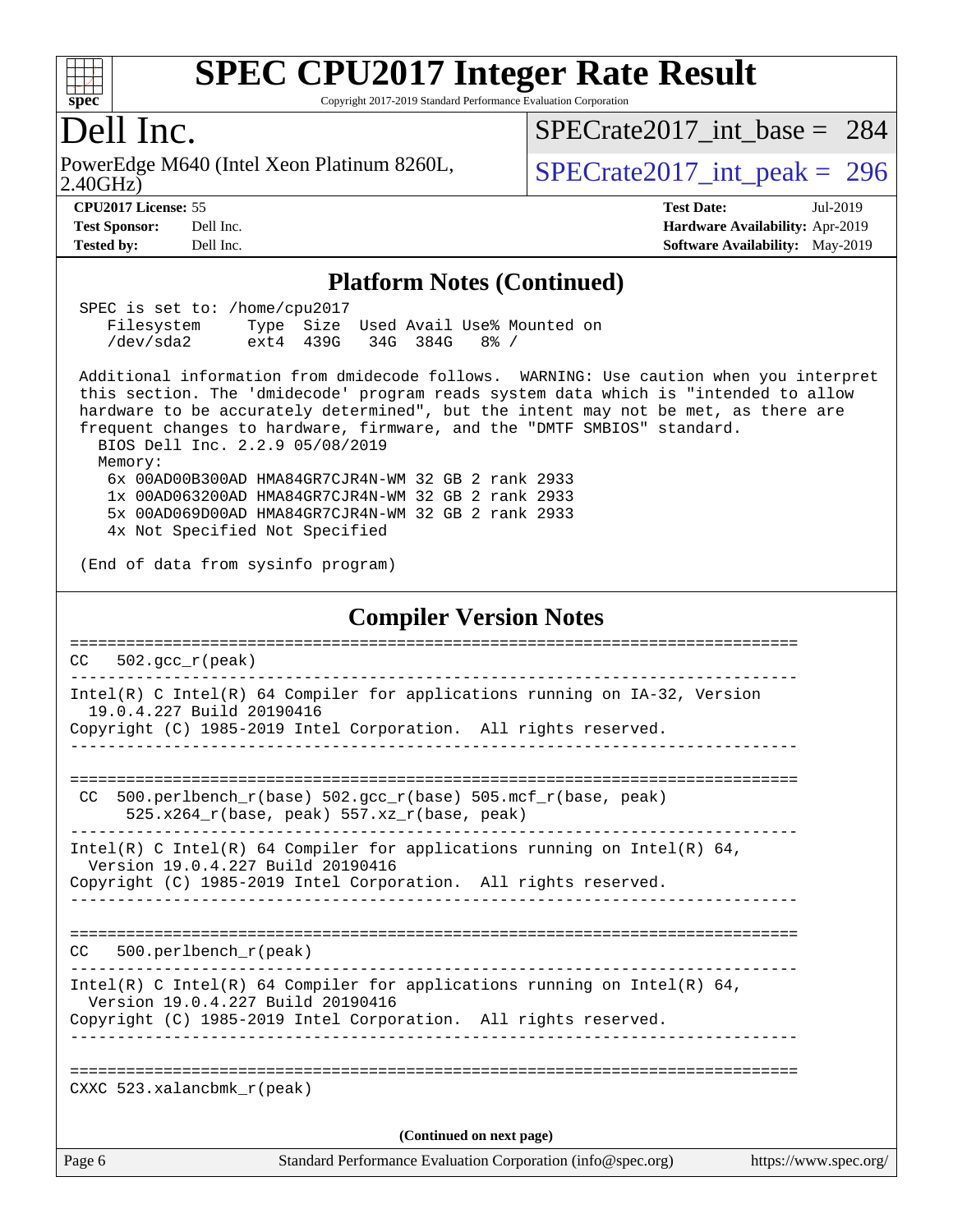# SPEC CPU2017 Integer Rate Result

Copyright 2017-2019 Standard Performance Evaluation Corporation

## Dell Inc.

PowerEdge M640 (Intel Xeon Platinum 8260L, 2.40GHz)

SPECrate2017_int_base = 284

SPECrate2017_int_peak = 296

**CPU2017 License:** 55
**Test Sponsor:** Dell Inc.
**Tested by:** Dell Inc.

**Test Date:** Jul-2019
**Hardware Availability:** Apr-2019
**Software Availability:** May-2019

### Platform Notes (Continued)

```
 SPEC is set to: /home/cpu2017
    Filesystem     Type  Size  Used Avail Use% Mounted on
    /dev/sda2      ext4  439G   34G  384G   8% /

 Additional information from dmidecode follows.  WARNING: Use caution when you interpret
 this section. The 'dmidecode' program reads system data which is "intended to allow
 hardware to be accurately determined", but the intent may not be met, as there are
 frequent changes to hardware, firmware, and the "DMTF SMBIOS" standard.
   BIOS Dell Inc. 2.2.9 05/08/2019
   Memory:
    6x 00AD00B300AD HMA84GR7CJR4N-WM 32 GB 2 rank 2933
    1x 00AD063200AD HMA84GR7CJR4N-WM 32 GB 2 rank 2933
    5x 00AD069D00AD HMA84GR7CJR4N-WM 32 GB 2 rank 2933
    4x Not Specified Not Specified

 (End of data from sysinfo program)
```

### Compiler Version Notes

```
==============================================================================
CC   502.gcc_r(peak)
------------------------------------------------------------------------------
Intel(R) C Intel(R) 64 Compiler for applications running on IA-32, Version
  19.0.4.227 Build 20190416
Copyright (C) 1985-2019 Intel Corporation.  All rights reserved.
------------------------------------------------------------------------------

==============================================================================
 CC  500.perlbench_r(base) 502.gcc_r(base) 505.mcf_r(base, peak)
      525.x264_r(base, peak) 557.xz_r(base, peak)
------------------------------------------------------------------------------
Intel(R) C Intel(R) 64 Compiler for applications running on Intel(R) 64,
  Version 19.0.4.227 Build 20190416
Copyright (C) 1985-2019 Intel Corporation.  All rights reserved.
------------------------------------------------------------------------------

==============================================================================
CC   500.perlbench_r(peak)
------------------------------------------------------------------------------
Intel(R) C Intel(R) 64 Compiler for applications running on Intel(R) 64,
  Version 19.0.4.227 Build 20190416
Copyright (C) 1985-2019 Intel Corporation.  All rights reserved.
------------------------------------------------------------------------------

==============================================================================
CXXC 523.xalancbmk_r(peak)
```

(Continued on next page)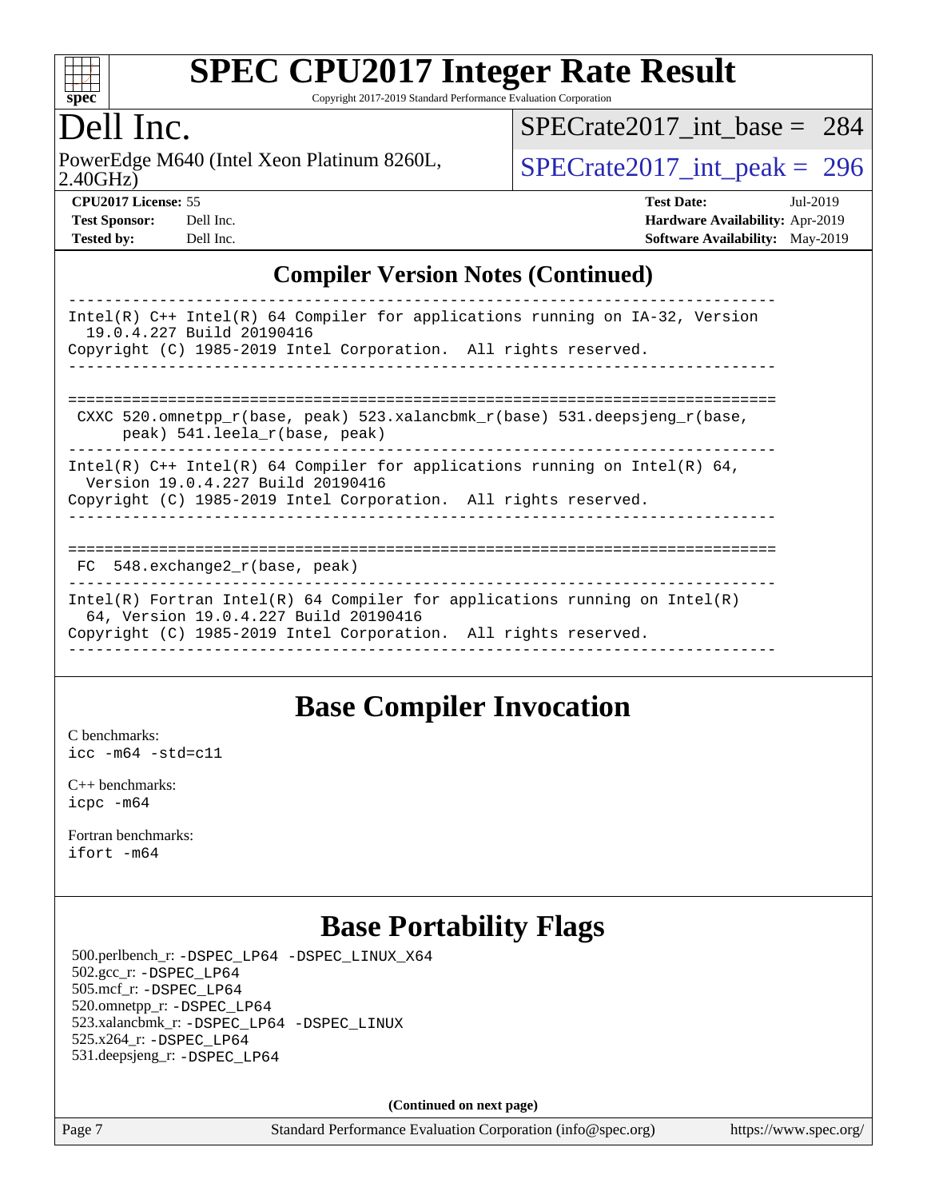## Compiler Version Notes (Continued)

```
------------------------------------------------------------------------------
Intel(R) C++ Intel(R) 64 Compiler for applications running on IA-32, Version
  19.0.4.227 Build 20190416
Copyright (C) 1985-2019 Intel Corporation.  All rights reserved.
------------------------------------------------------------------------------

==============================================================================
 CXXC 520.omnetpp_r(base, peak) 523.xalancbmk_r(base) 531.deepsjeng_r(base,
      peak) 541.leela_r(base, peak)
------------------------------------------------------------------------------
Intel(R) C++ Intel(R) 64 Compiler for applications running on Intel(R) 64,
  Version 19.0.4.227 Build 20190416
Copyright (C) 1985-2019 Intel Corporation.  All rights reserved.
------------------------------------------------------------------------------

==============================================================================
 FC  548.exchange2_r(base, peak)
------------------------------------------------------------------------------
Intel(R) Fortran Intel(R) 64 Compiler for applications running on Intel(R)
  64, Version 19.0.4.227 Build 20190416
Copyright (C) 1985-2019 Intel Corporation.  All rights reserved.
------------------------------------------------------------------------------
```

## Base Compiler Invocation

C benchmarks:
`icc -m64 -std=c11`

C++ benchmarks:
`icpc -m64`

Fortran benchmarks:
`ifort -m64`

## Base Portability Flags

500.perlbench_r: `-DSPEC_LP64 -DSPEC_LINUX_X64`
502.gcc_r: `-DSPEC_LP64`
505.mcf_r: `-DSPEC_LP64`
520.omnetpp_r: `-DSPEC_LP64`
523.xalancbmk_r: `-DSPEC_LP64 -DSPEC_LINUX`
525.x264_r: `-DSPEC_LP64`
531.deepsjeng_r: `-DSPEC_LP64`

**(Continued on next page)**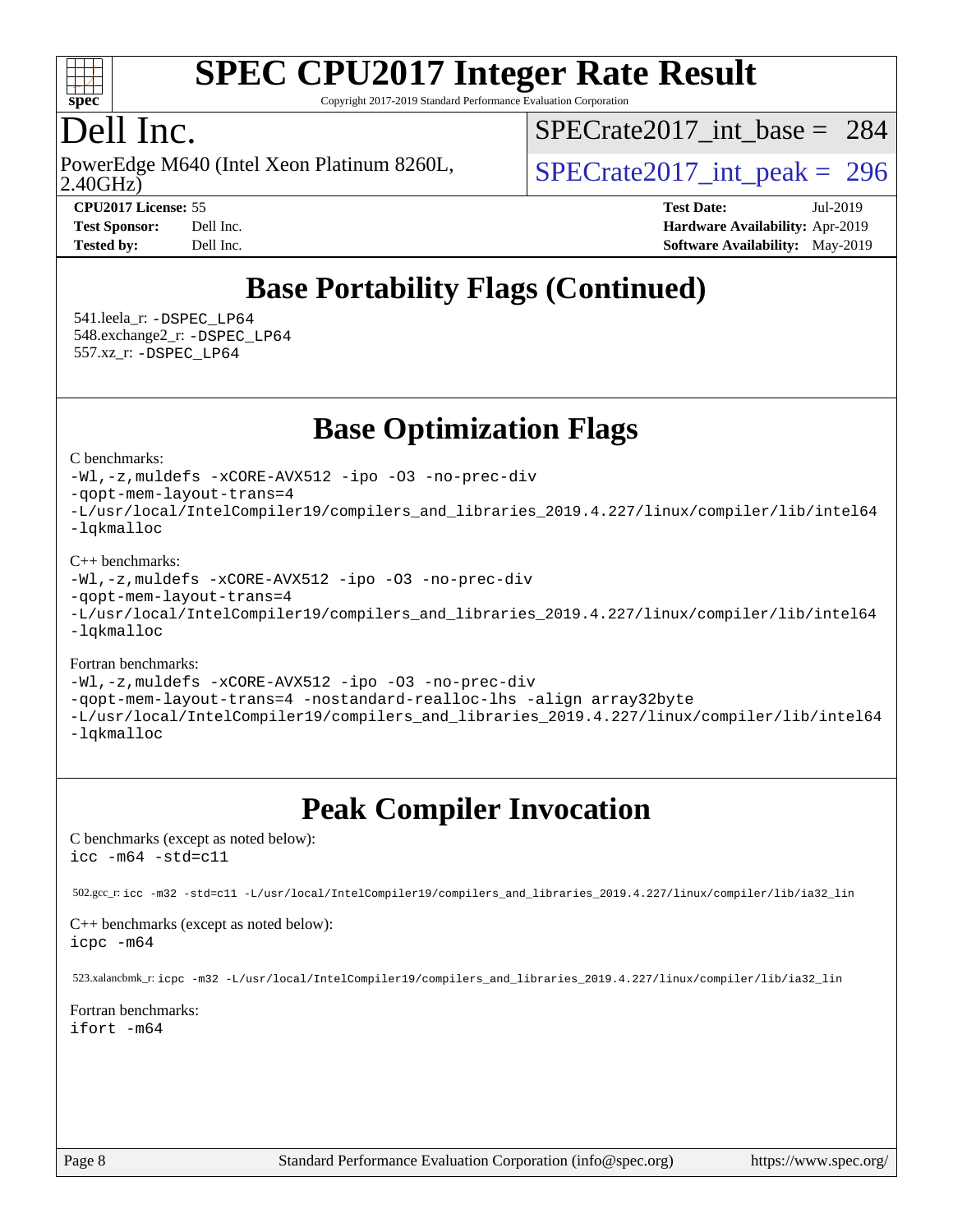## Base Portability Flags (Continued)

541.leela_r: -DSPEC_LP64
548.exchange2_r: -DSPEC_LP64
557.xz_r: -DSPEC_LP64

## Base Optimization Flags

C benchmarks:

```
-Wl,-z,muldefs -xCORE-AVX512 -ipo -O3 -no-prec-div
-qopt-mem-layout-trans=4
-L/usr/local/IntelCompiler19/compilers_and_libraries_2019.4.227/linux/compiler/lib/intel64
-lqkmalloc
```

C++ benchmarks:

```
-Wl,-z,muldefs -xCORE-AVX512 -ipo -O3 -no-prec-div
-qopt-mem-layout-trans=4
-L/usr/local/IntelCompiler19/compilers_and_libraries_2019.4.227/linux/compiler/lib/intel64
-lqkmalloc
```

Fortran benchmarks:

```
-Wl,-z,muldefs -xCORE-AVX512 -ipo -O3 -no-prec-div
-qopt-mem-layout-trans=4 -nostandard-realloc-lhs -align array32byte
-L/usr/local/IntelCompiler19/compilers_and_libraries_2019.4.227/linux/compiler/lib/intel64
-lqkmalloc
```

## Peak Compiler Invocation

C benchmarks (except as noted below):
icc -m64 -std=c11

502.gcc_r: icc -m32 -std=c11 -L/usr/local/IntelCompiler19/compilers_and_libraries_2019.4.227/linux/compiler/lib/ia32_lin

C++ benchmarks (except as noted below):
icpc -m64

523.xalancbmk_r: icpc -m32 -L/usr/local/IntelCompiler19/compilers_and_libraries_2019.4.227/linux/compiler/lib/ia32_lin

Fortran benchmarks:
ifort -m64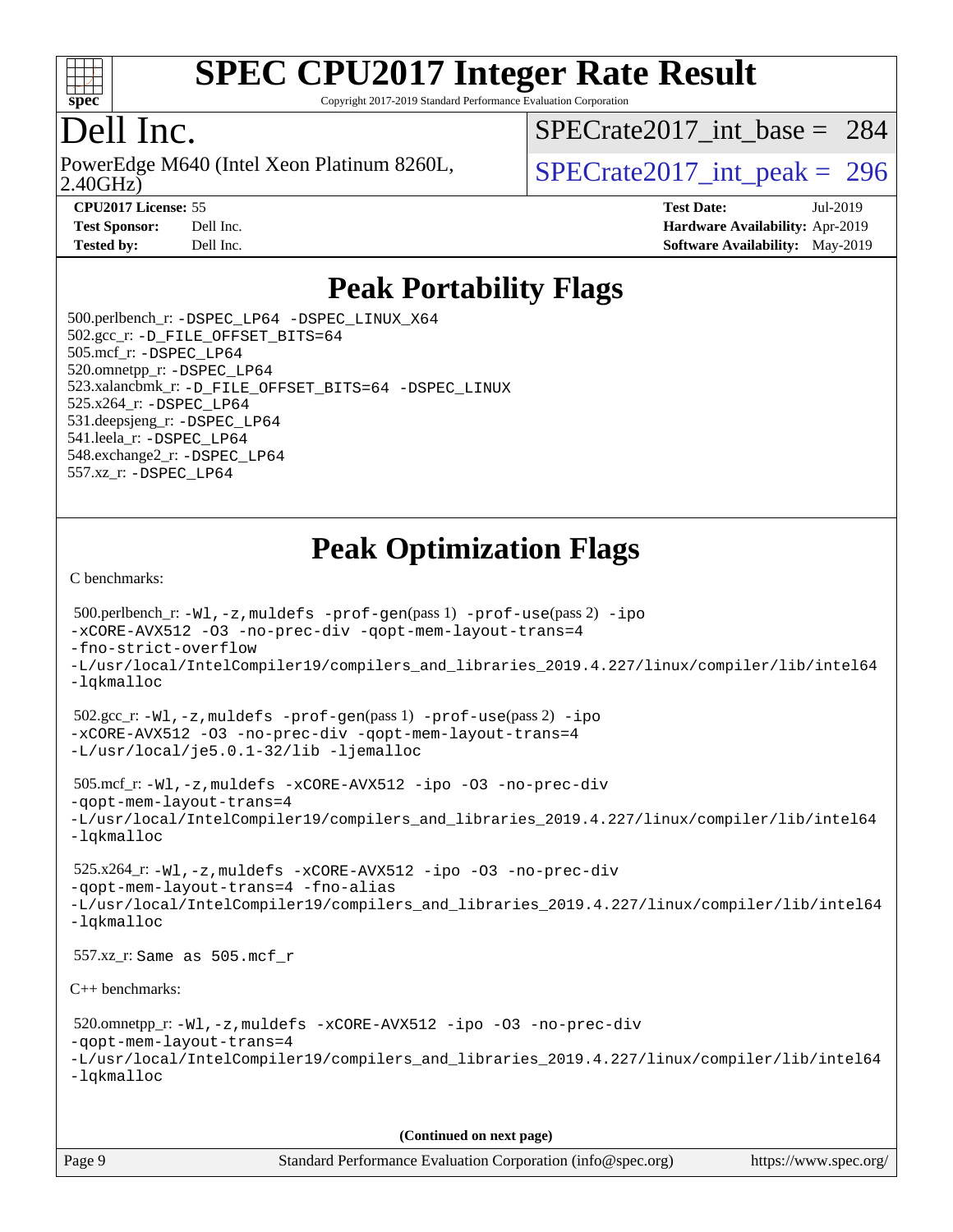# SPEC CPU2017 Integer Rate Result

Copyright 2017-2019 Standard Performance Evaluation Corporation

## Dell Inc.

PowerEdge M640 (Intel Xeon Platinum 8260L, 2.40GHz)

SPECrate2017_int_base = 284

SPECrate2017_int_peak = 296

**CPU2017 License:** 55
**Test Sponsor:** Dell Inc.
**Tested by:** Dell Inc.
**Test Date:** Jul-2019
**Hardware Availability:** Apr-2019
**Software Availability:** May-2019

## Peak Portability Flags

500.perlbench_r: -DSPEC_LP64 -DSPEC_LINUX_X64
502.gcc_r: -D_FILE_OFFSET_BITS=64
505.mcf_r: -DSPEC_LP64
520.omnetpp_r: -DSPEC_LP64
523.xalancbmk_r: -D_FILE_OFFSET_BITS=64 -DSPEC_LINUX
525.x264_r: -DSPEC_LP64
531.deepsjeng_r: -DSPEC_LP64
541.leela_r: -DSPEC_LP64
548.exchange2_r: -DSPEC_LP64
557.xz_r: -DSPEC_LP64

## Peak Optimization Flags

C benchmarks:

500.perlbench_r: -Wl,-z,muldefs -prof-gen(pass 1) -prof-use(pass 2) -ipo
-xCORE-AVX512 -O3 -no-prec-div -qopt-mem-layout-trans=4
-fno-strict-overflow
-L/usr/local/IntelCompiler19/compilers_and_libraries_2019.4.227/linux/compiler/lib/intel64
-lqkmalloc

502.gcc_r: -Wl,-z,muldefs -prof-gen(pass 1) -prof-use(pass 2) -ipo
-xCORE-AVX512 -O3 -no-prec-div -qopt-mem-layout-trans=4
-L/usr/local/je5.0.1-32/lib -ljemalloc

505.mcf_r: -Wl,-z,muldefs -xCORE-AVX512 -ipo -O3 -no-prec-div
-qopt-mem-layout-trans=4
-L/usr/local/IntelCompiler19/compilers_and_libraries_2019.4.227/linux/compiler/lib/intel64
-lqkmalloc

525.x264_r: -Wl,-z,muldefs -xCORE-AVX512 -ipo -O3 -no-prec-div
-qopt-mem-layout-trans=4 -fno-alias
-L/usr/local/IntelCompiler19/compilers_and_libraries_2019.4.227/linux/compiler/lib/intel64
-lqkmalloc

557.xz_r: Same as 505.mcf_r

C++ benchmarks:

520.omnetpp_r: -Wl,-z,muldefs -xCORE-AVX512 -ipo -O3 -no-prec-div
-qopt-mem-layout-trans=4
-L/usr/local/IntelCompiler19/compilers_and_libraries_2019.4.227/linux/compiler/lib/intel64
-lqkmalloc

**(Continued on next page)**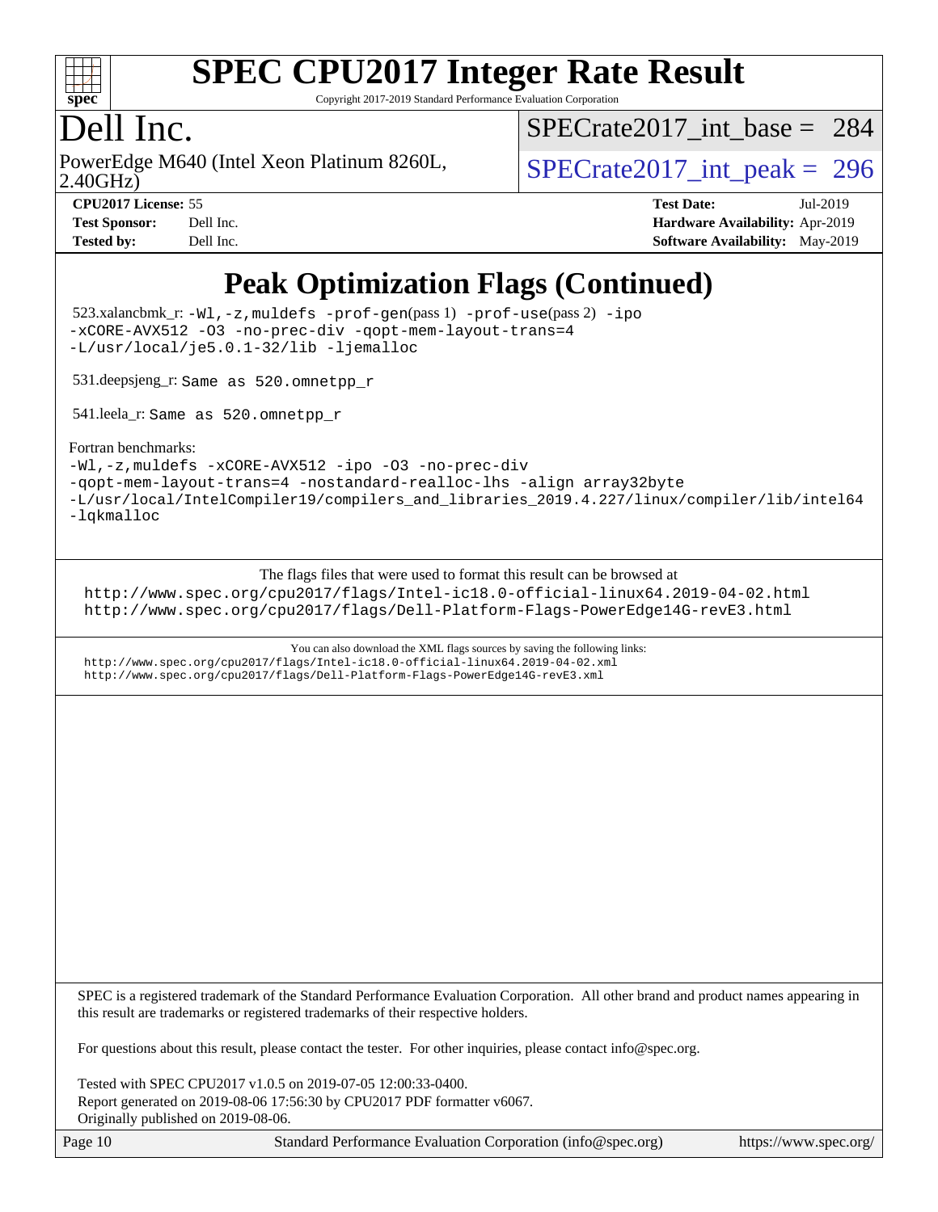# SPEC CPU2017 Integer Rate Result

Copyright 2017-2019 Standard Performance Evaluation Corporation

# Dell Inc.

PowerEdge M640 (Intel Xeon Platinum 8260L, 2.40GHz)

SPECrate2017_int_base = 284

SPECrate2017_int_peak = 296

**CPU2017 License:** 55
**Test Sponsor:** Dell Inc.
**Tested by:** Dell Inc.

**Test Date:** Jul-2019
**Hardware Availability:** Apr-2019
**Software Availability:** May-2019

## Peak Optimization Flags (Continued)

523.xalancbmk_r: `-Wl,-z,muldefs -prof-gen(pass 1) -prof-use(pass 2) -ipo -xCORE-AVX512 -O3 -no-prec-div -qopt-mem-layout-trans=4 -L/usr/local/je5.0.1-32/lib -ljemalloc`

531.deepsjeng_r: `Same as 520.omnetpp_r`

541.leela_r: `Same as 520.omnetpp_r`

Fortran benchmarks:

`-Wl,-z,muldefs -xCORE-AVX512 -ipo -O3 -no-prec-div -qopt-mem-layout-trans=4 -nostandard-realloc-lhs -align array32byte -L/usr/local/IntelCompiler19/compilers_and_libraries_2019.4.227/linux/compiler/lib/intel64 -lqkmalloc`

The flags files that were used to format this result can be browsed at
http://www.spec.org/cpu2017/flags/Intel-ic18.0-official-linux64.2019-04-02.html
http://www.spec.org/cpu2017/flags/Dell-Platform-Flags-PowerEdge14G-revE3.html

You can also download the XML flags sources by saving the following links:
http://www.spec.org/cpu2017/flags/Intel-ic18.0-official-linux64.2019-04-02.xml
http://www.spec.org/cpu2017/flags/Dell-Platform-Flags-PowerEdge14G-revE3.xml

SPEC is a registered trademark of the Standard Performance Evaluation Corporation. All other brand and product names appearing in this result are trademarks or registered trademarks of their respective holders.

For questions about this result, please contact the tester. For other inquiries, please contact info@spec.org.

Tested with SPEC CPU2017 v1.0.5 on 2019-07-05 12:00:33-0400.
Report generated on 2019-08-06 17:56:30 by CPU2017 PDF formatter v6067.
Originally published on 2019-08-06.